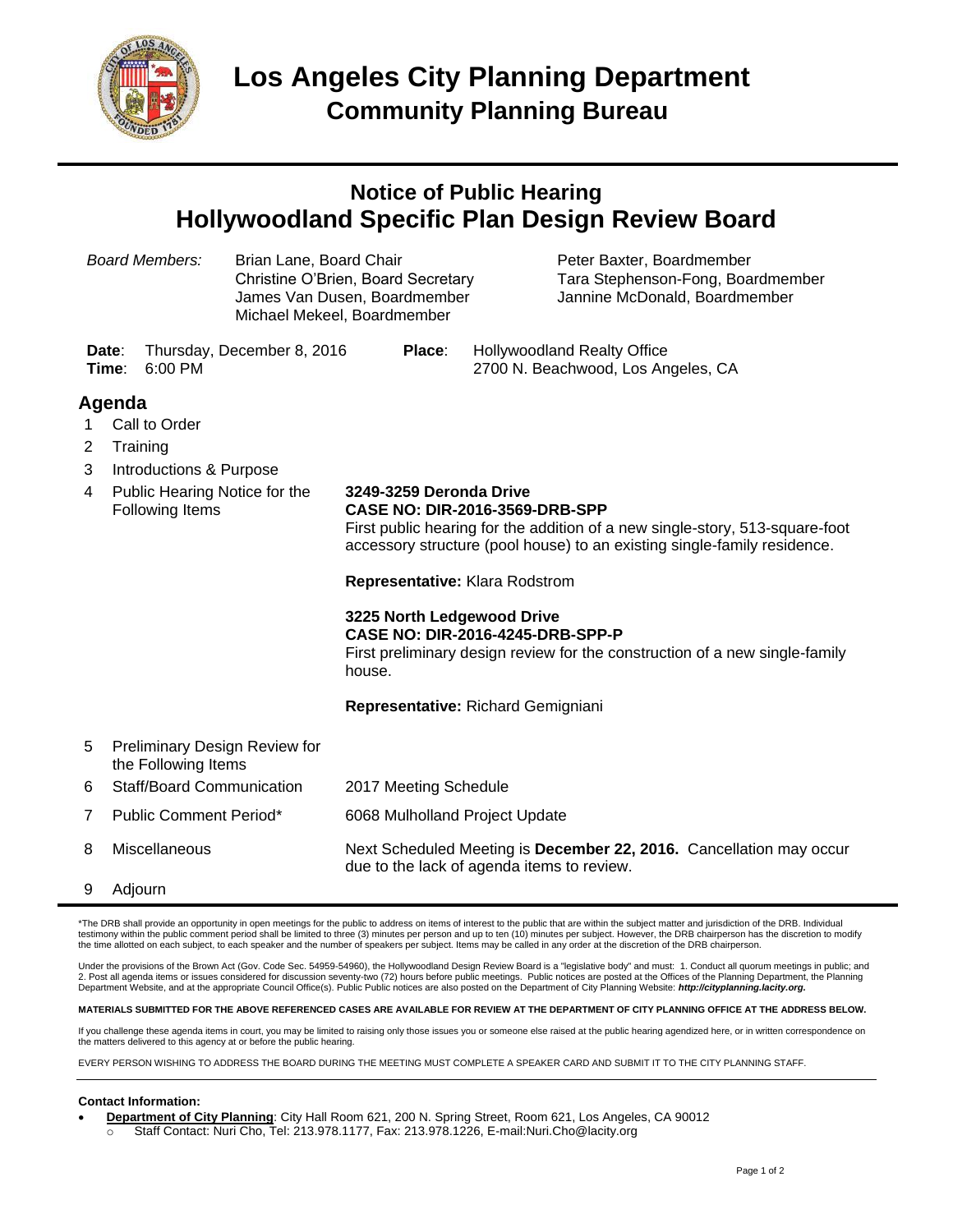# Los Angeles City Planning Department
## Community Planning Bureau

## Notice of Public Hearing
## Hollywoodland Specific Plan Design Review Board

*Board Members:*

- Brian Lane, Board Chair
- Christine O'Brien, Board Secretary
- James Van Dusen, Boardmember
- Michael Mekeel, Boardmember
- Peter Baxter, Boardmember
- Tara Stephenson-Fong, Boardmember
- Jannine McDonald, Boardmember

**Date**: Thursday, December 8, 2016
**Time**: 6:00 PM

**Place**: Hollywoodland Realty Office
2700 N. Beachwood, Los Angeles, CA

### Agenda

1. Call to Order
2. Training
3. Introductions & Purpose
4. Public Hearing Notice for the Following Items

   **3249-3259 Deronda Drive**
   **CASE NO: DIR-2016-3569-DRB-SPP**
   First public hearing for the addition of a new single-story, 513-square-foot accessory structure (pool house) to an existing single-family residence.

   **Representative:** Klara Rodstrom

   **3225 North Ledgewood Drive**
   **CASE NO: DIR-2016-4245-DRB-SPP-P**
   First preliminary design review for the construction of a new single-family house.

   **Representative:** Richard Gemigniani

5. Preliminary Design Review for the Following Items
6. Staff/Board Communication — 2017 Meeting Schedule
7. Public Comment Period* — 6068 Mulholland Project Update
8. Miscellaneous — Next Scheduled Meeting is **December 22, 2016.** Cancellation may occur due to the lack of agenda items to review.
9. Adjourn

*The DRB shall provide an opportunity in open meetings for the public to address on items of interest to the public that are within the subject matter and jurisdiction of the DRB. Individual testimony within the public comment period shall be limited to three (3) minutes per person and up to ten (10) minutes per subject. However, the DRB chairperson has the discretion to modify the time allotted on each subject, to each speaker and the number of speakers per subject. Items may be called in any order at the discretion of the DRB chairperson.

Under the provisions of the Brown Act (Gov. Code Sec. 54959-54960), the Hollywoodland Design Review Board is a "legislative body" and must: 1. Conduct all quorum meetings in public; and 2. Post all agenda items or issues considered for discussion seventy-two (72) hours before public meetings. Public notices are posted at the Offices of the Planning Department, the Planning Department Website, and at the appropriate Council Office(s). Public Public notices are also posted on the Department of City Planning Website: ***http://cityplanning.lacity.org.***

**MATERIALS SUBMITTED FOR THE ABOVE REFERENCED CASES ARE AVAILABLE FOR REVIEW AT THE DEPARTMENT OF CITY PLANNING OFFICE AT THE ADDRESS BELOW.**

If you challenge these agenda items in court, you may be limited to raising only those issues you or someone else raised at the public hearing agendized here, or in written correspondence on the matters delivered to this agency at or before the public hearing.

EVERY PERSON WISHING TO ADDRESS THE BOARD DURING THE MEETING MUST COMPLETE A SPEAKER CARD AND SUBMIT IT TO THE CITY PLANNING STAFF.

**Contact Information:**

- **Department of City Planning**: City Hall Room 621, 200 N. Spring Street, Room 621, Los Angeles, CA 90012
  - Staff Contact: Nuri Cho, Tel: 213.978.1177, Fax: 213.978.1226, E-mail:Nuri.Cho@lacity.org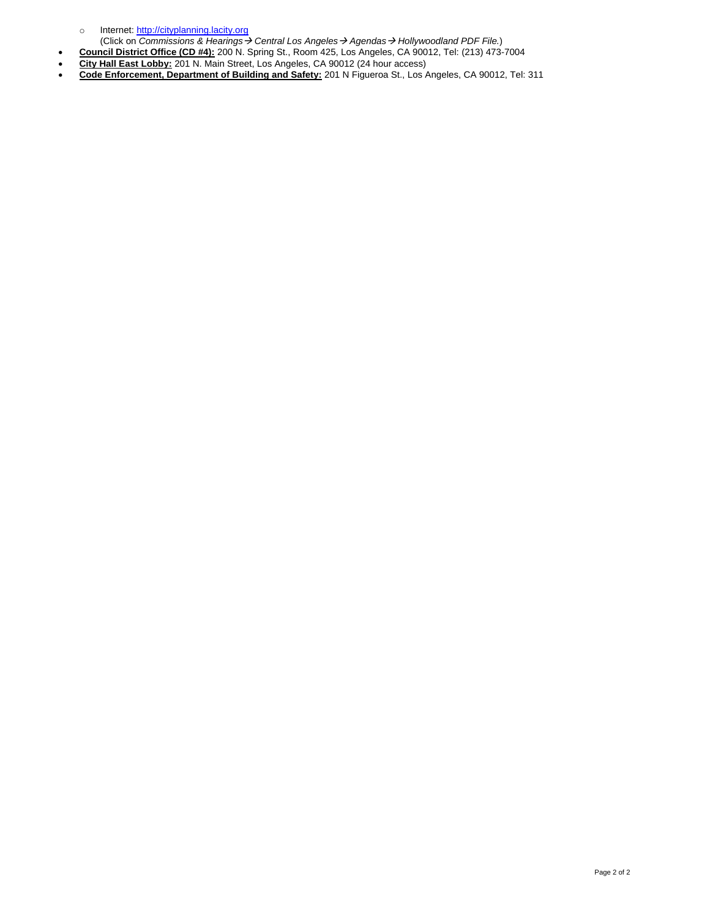- Internet: [http://cityplanning.lacity.org](http://cityplanning.lacity.org)
      (Click on *Commissions & Hearings → Central Los Angeles → Agendas → Hollywoodland PDF File.*)
- **Council District Office (CD #4):** 200 N. Spring St., Room 425, Los Angeles, CA 90012, Tel: (213) 473-7004
- **City Hall East Lobby:** 201 N. Main Street, Los Angeles, CA 90012 (24 hour access)
- **Code Enforcement, Department of Building and Safety:** 201 N Figueroa St., Los Angeles, CA 90012, Tel: 311